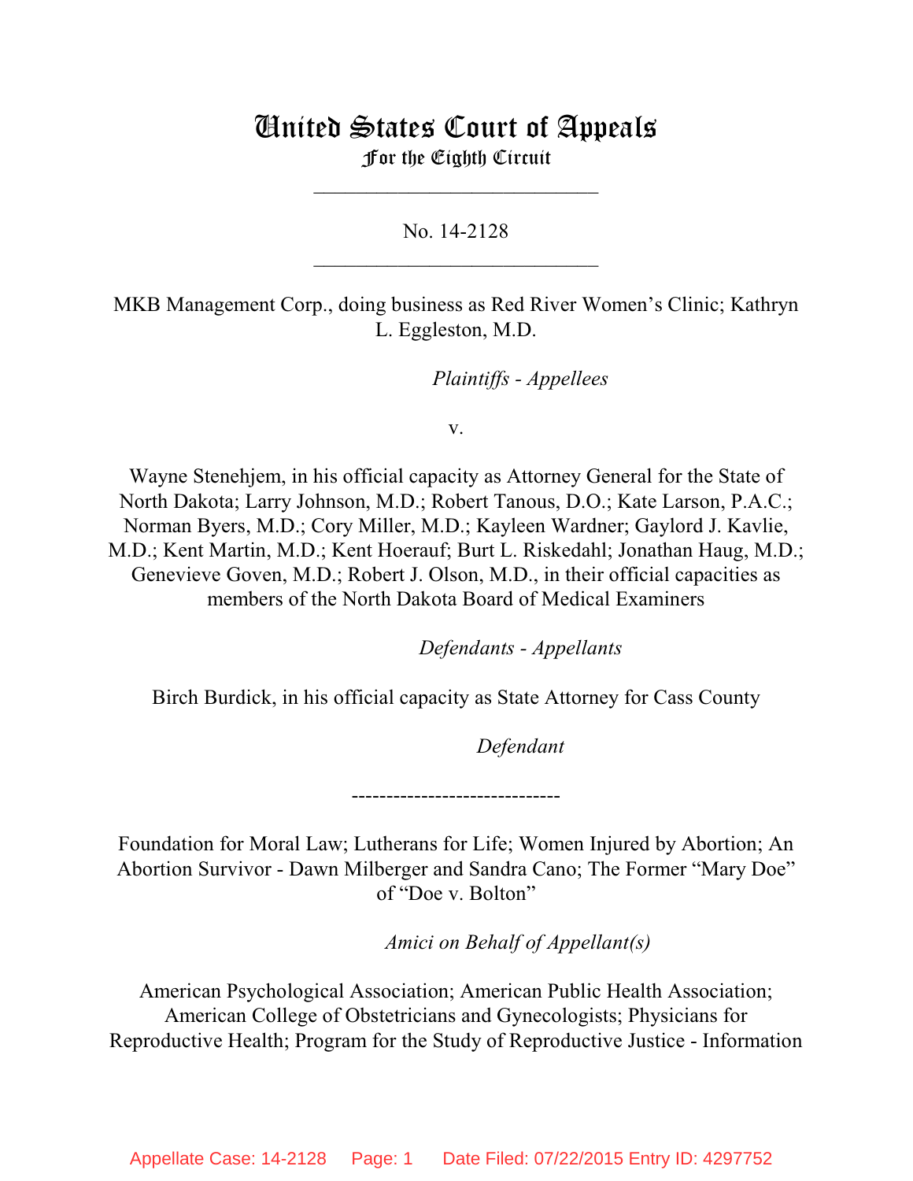# United States Court of Appeals
## For the Eighth Circuit

\_\_\_\_\_\_\_\_\_\_\_\_\_\_\_\_\_\_\_\_\_\_\_\_\_\_\_

No. 14-2128

\_\_\_\_\_\_\_\_\_\_\_\_\_\_\_\_\_\_\_\_\_\_\_\_\_\_\_

MKB Management Corp., doing business as Red River Women's Clinic; Kathryn L. Eggleston, M.D.

*Plaintiffs - Appellees*

v.

Wayne Stenehjem, in his official capacity as Attorney General for the State of North Dakota; Larry Johnson, M.D.; Robert Tanous, D.O.; Kate Larson, P.A.C.; Norman Byers, M.D.; Cory Miller, M.D.; Kayleen Wardner; Gaylord J. Kavlie, M.D.; Kent Martin, M.D.; Kent Hoerauf; Burt L. Riskedahl; Jonathan Haug, M.D.; Genevieve Goven, M.D.; Robert J. Olson, M.D., in their official capacities as members of the North Dakota Board of Medical Examiners

*Defendants - Appellants*

Birch Burdick, in his official capacity as State Attorney for Cass County

*Defendant*

------------------------------

Foundation for Moral Law; Lutherans for Life; Women Injured by Abortion; An Abortion Survivor - Dawn Milberger and Sandra Cano; The Former "Mary Doe" of "Doe v. Bolton"

*Amici on Behalf of Appellant(s)*

American Psychological Association; American Public Health Association; American College of Obstetricians and Gynecologists; Physicians for Reproductive Health; Program for the Study of Reproductive Justice - Information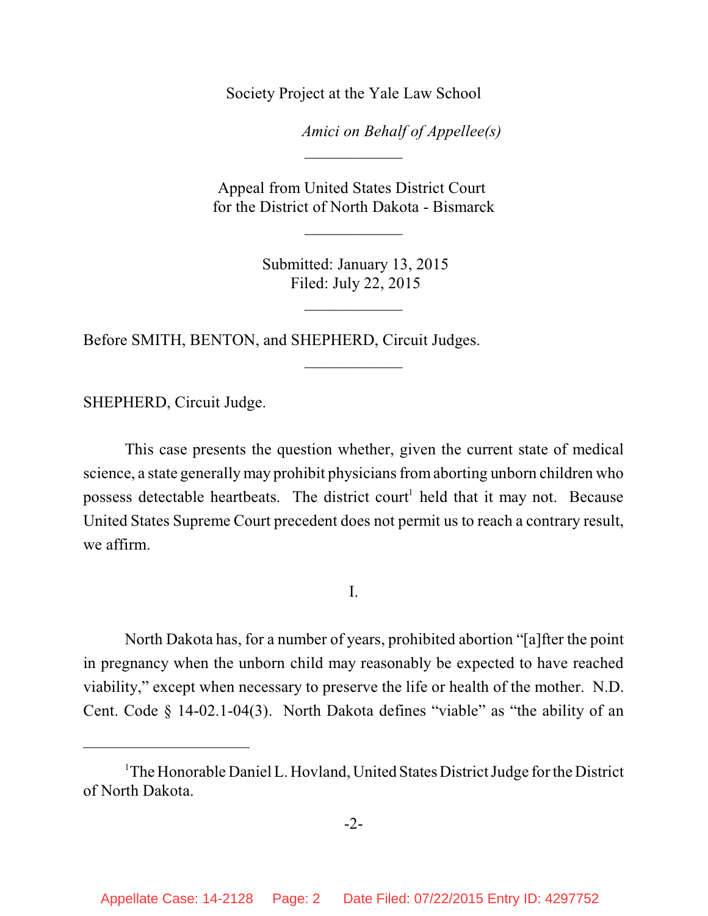Society Project at the Yale Law School

*Amici on Behalf of Appellee(s)*

---

Appeal from United States District Court
for the District of North Dakota - Bismarck

---

Submitted: January 13, 2015
Filed: July 22, 2015

---

Before SMITH, BENTON, and SHEPHERD, Circuit Judges.

---

SHEPHERD, Circuit Judge.

This case presents the question whether, given the current state of medical science, a state generally may prohibit physicians from aborting unborn children who possess detectable heartbeats. The district court[1] held that it may not. Because United States Supreme Court precedent does not permit us to reach a contrary result, we affirm.

I.

North Dakota has, for a number of years, prohibited abortion "[a]fter the point in pregnancy when the unborn child may reasonably be expected to have reached viability," except when necessary to preserve the life or health of the mother. N.D. Cent. Code § 14-02.1-04(3). North Dakota defines "viable" as "the ability of an

---

[1] The Honorable Daniel L. Hovland, United States District Judge for the District of North Dakota.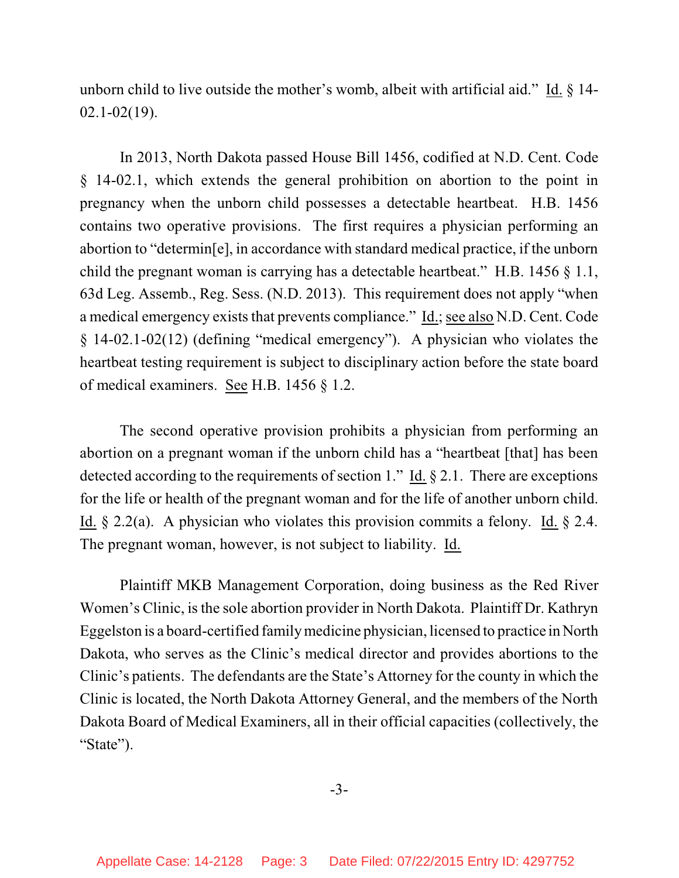unborn child to live outside the mother's womb, albeit with artificial aid." Id. § 14-02.1-02(19).

In 2013, North Dakota passed House Bill 1456, codified at N.D. Cent. Code § 14-02.1, which extends the general prohibition on abortion to the point in pregnancy when the unborn child possesses a detectable heartbeat. H.B. 1456 contains two operative provisions. The first requires a physician performing an abortion to "determin[e], in accordance with standard medical practice, if the unborn child the pregnant woman is carrying has a detectable heartbeat." H.B. 1456 § 1.1, 63d Leg. Assemb., Reg. Sess. (N.D. 2013). This requirement does not apply "when a medical emergency exists that prevents compliance." Id.; see also N.D. Cent. Code § 14-02.1-02(12) (defining "medical emergency"). A physician who violates the heartbeat testing requirement is subject to disciplinary action before the state board of medical examiners. See H.B. 1456 § 1.2.

The second operative provision prohibits a physician from performing an abortion on a pregnant woman if the unborn child has a "heartbeat [that] has been detected according to the requirements of section 1." Id. § 2.1. There are exceptions for the life or health of the pregnant woman and for the life of another unborn child. Id. § 2.2(a). A physician who violates this provision commits a felony. Id. § 2.4. The pregnant woman, however, is not subject to liability. Id.

Plaintiff MKB Management Corporation, doing business as the Red River Women's Clinic, is the sole abortion provider in North Dakota. Plaintiff Dr. Kathryn Eggelston is a board-certified family medicine physician, licensed to practice in North Dakota, who serves as the Clinic's medical director and provides abortions to the Clinic's patients. The defendants are the State's Attorney for the county in which the Clinic is located, the North Dakota Attorney General, and the members of the North Dakota Board of Medical Examiners, all in their official capacities (collectively, the "State").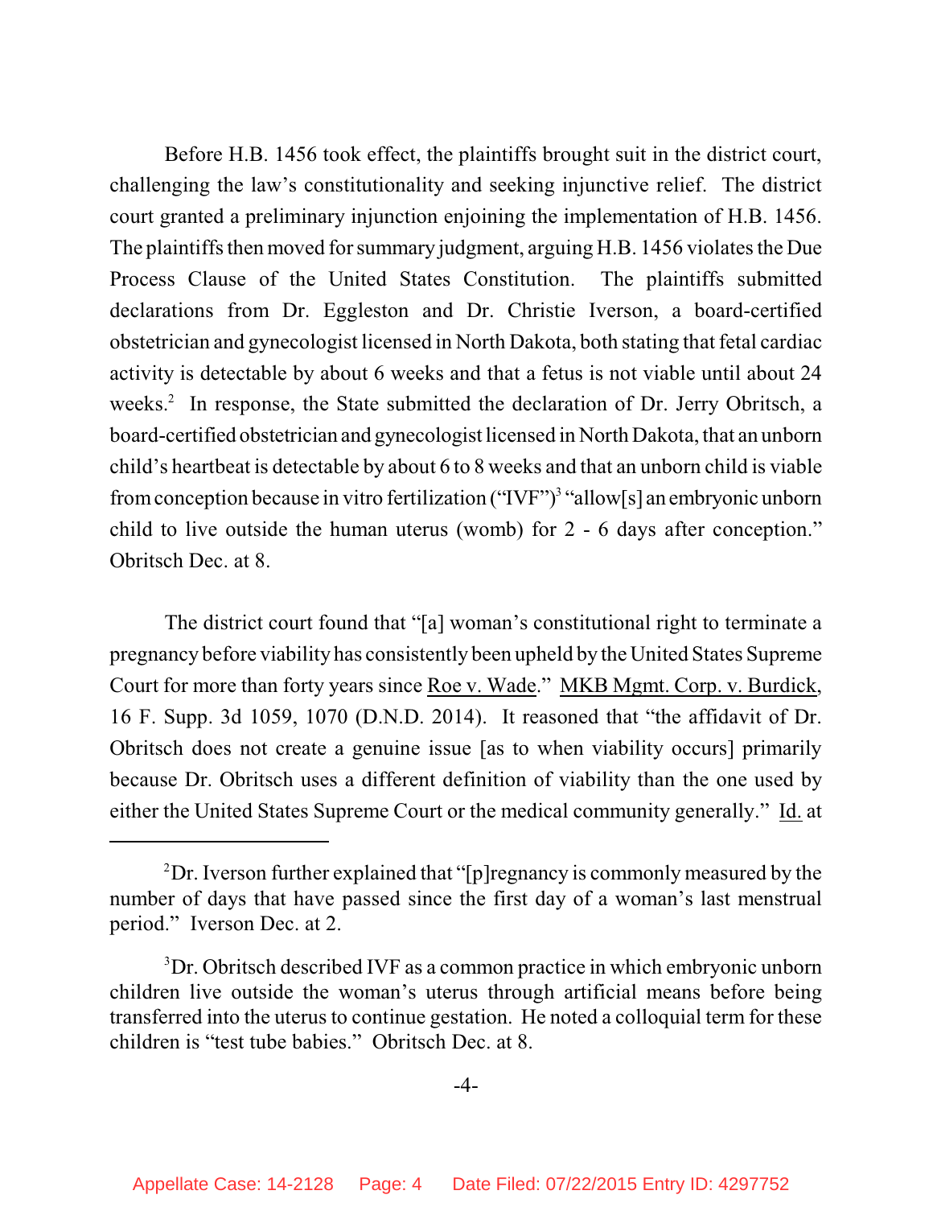Before H.B. 1456 took effect, the plaintiffs brought suit in the district court, challenging the law's constitutionality and seeking injunctive relief. The district court granted a preliminary injunction enjoining the implementation of H.B. 1456. The plaintiffs then moved for summary judgment, arguing H.B. 1456 violates the Due Process Clause of the United States Constitution. The plaintiffs submitted declarations from Dr. Eggleston and Dr. Christie Iverson, a board-certified obstetrician and gynecologist licensed in North Dakota, both stating that fetal cardiac activity is detectable by about 6 weeks and that a fetus is not viable until about 24 weeks.[2] In response, the State submitted the declaration of Dr. Jerry Obritsch, a board-certified obstetrician and gynecologist licensed in North Dakota, that an unborn child's heartbeat is detectable by about 6 to 8 weeks and that an unborn child is viable from conception because in vitro fertilization ("IVF")[3] "allow[s] an embryonic unborn child to live outside the human uterus (womb) for 2 - 6 days after conception." Obritsch Dec. at 8.

The district court found that "[a] woman's constitutional right to terminate a pregnancy before viability has consistently been upheld by the United States Supreme Court for more than forty years since Roe v. Wade." MKB Mgmt. Corp. v. Burdick, 16 F. Supp. 3d 1059, 1070 (D.N.D. 2014). It reasoned that "the affidavit of Dr. Obritsch does not create a genuine issue [as to when viability occurs] primarily because Dr. Obritsch uses a different definition of viability than the one used by either the United States Supreme Court or the medical community generally." Id. at

---

[2] Dr. Iverson further explained that "[p]regnancy is commonly measured by the number of days that have passed since the first day of a woman's last menstrual period." Iverson Dec. at 2.

[3] Dr. Obritsch described IVF as a common practice in which embryonic unborn children live outside the woman's uterus through artificial means before being transferred into the uterus to continue gestation. He noted a colloquial term for these children is "test tube babies." Obritsch Dec. at 8.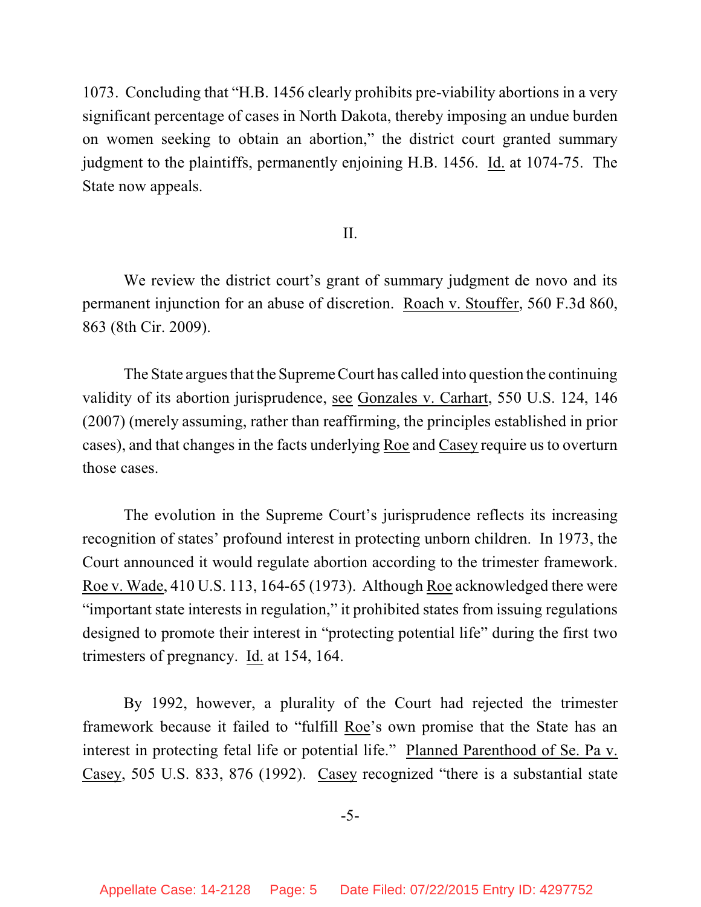1073. Concluding that "H.B. 1456 clearly prohibits pre-viability abortions in a very significant percentage of cases in North Dakota, thereby imposing an undue burden on women seeking to obtain an abortion," the district court granted summary judgment to the plaintiffs, permanently enjoining H.B. 1456. Id. at 1074-75. The State now appeals.

## II.

We review the district court's grant of summary judgment de novo and its permanent injunction for an abuse of discretion. Roach v. Stouffer, 560 F.3d 860, 863 (8th Cir. 2009).

The State argues that the Supreme Court has called into question the continuing validity of its abortion jurisprudence, see Gonzales v. Carhart, 550 U.S. 124, 146 (2007) (merely assuming, rather than reaffirming, the principles established in prior cases), and that changes in the facts underlying Roe and Casey require us to overturn those cases.

The evolution in the Supreme Court's jurisprudence reflects its increasing recognition of states' profound interest in protecting unborn children. In 1973, the Court announced it would regulate abortion according to the trimester framework. Roe v. Wade, 410 U.S. 113, 164-65 (1973). Although Roe acknowledged there were "important state interests in regulation," it prohibited states from issuing regulations designed to promote their interest in "protecting potential life" during the first two trimesters of pregnancy. Id. at 154, 164.

By 1992, however, a plurality of the Court had rejected the trimester framework because it failed to "fulfill Roe's own promise that the State has an interest in protecting fetal life or potential life." Planned Parenthood of Se. Pa v. Casey, 505 U.S. 833, 876 (1992). Casey recognized "there is a substantial state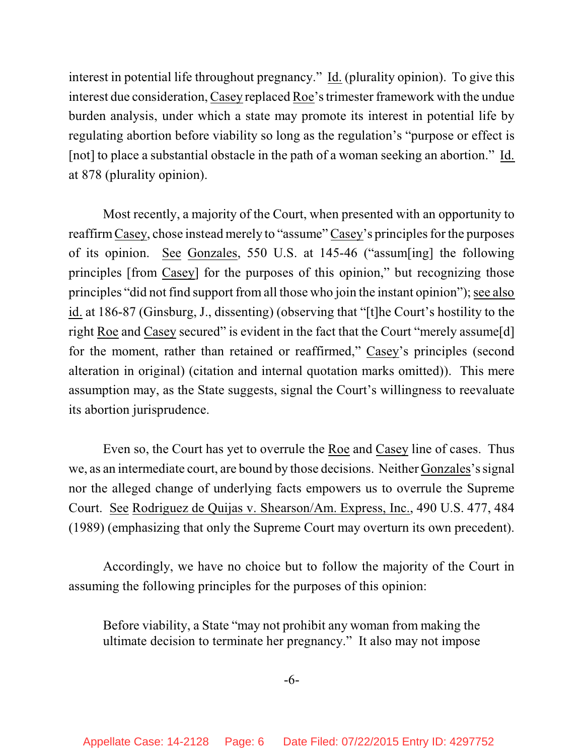interest in potential life throughout pregnancy." Id. (plurality opinion). To give this interest due consideration, Casey replaced Roe's trimester framework with the undue burden analysis, under which a state may promote its interest in potential life by regulating abortion before viability so long as the regulation's "purpose or effect is [not] to place a substantial obstacle in the path of a woman seeking an abortion." Id. at 878 (plurality opinion).

Most recently, a majority of the Court, when presented with an opportunity to reaffirm Casey, chose instead merely to "assume" Casey's principles for the purposes of its opinion. See Gonzales, 550 U.S. at 145-46 ("assum[ing] the following principles [from Casey] for the purposes of this opinion," but recognizing those principles "did not find support from all those who join the instant opinion"); see also id. at 186-87 (Ginsburg, J., dissenting) (observing that "[t]he Court's hostility to the right Roe and Casey secured" is evident in the fact that the Court "merely assume[d] for the moment, rather than retained or reaffirmed," Casey's principles (second alteration in original) (citation and internal quotation marks omitted)). This mere assumption may, as the State suggests, signal the Court's willingness to reevaluate its abortion jurisprudence.

Even so, the Court has yet to overrule the Roe and Casey line of cases. Thus we, as an intermediate court, are bound by those decisions. Neither Gonzales's signal nor the alleged change of underlying facts empowers us to overrule the Supreme Court. See Rodriguez de Quijas v. Shearson/Am. Express, Inc., 490 U.S. 477, 484 (1989) (emphasizing that only the Supreme Court may overturn its own precedent).

Accordingly, we have no choice but to follow the majority of the Court in assuming the following principles for the purposes of this opinion:

> Before viability, a State "may not prohibit any woman from making the ultimate decision to terminate her pregnancy." It also may not impose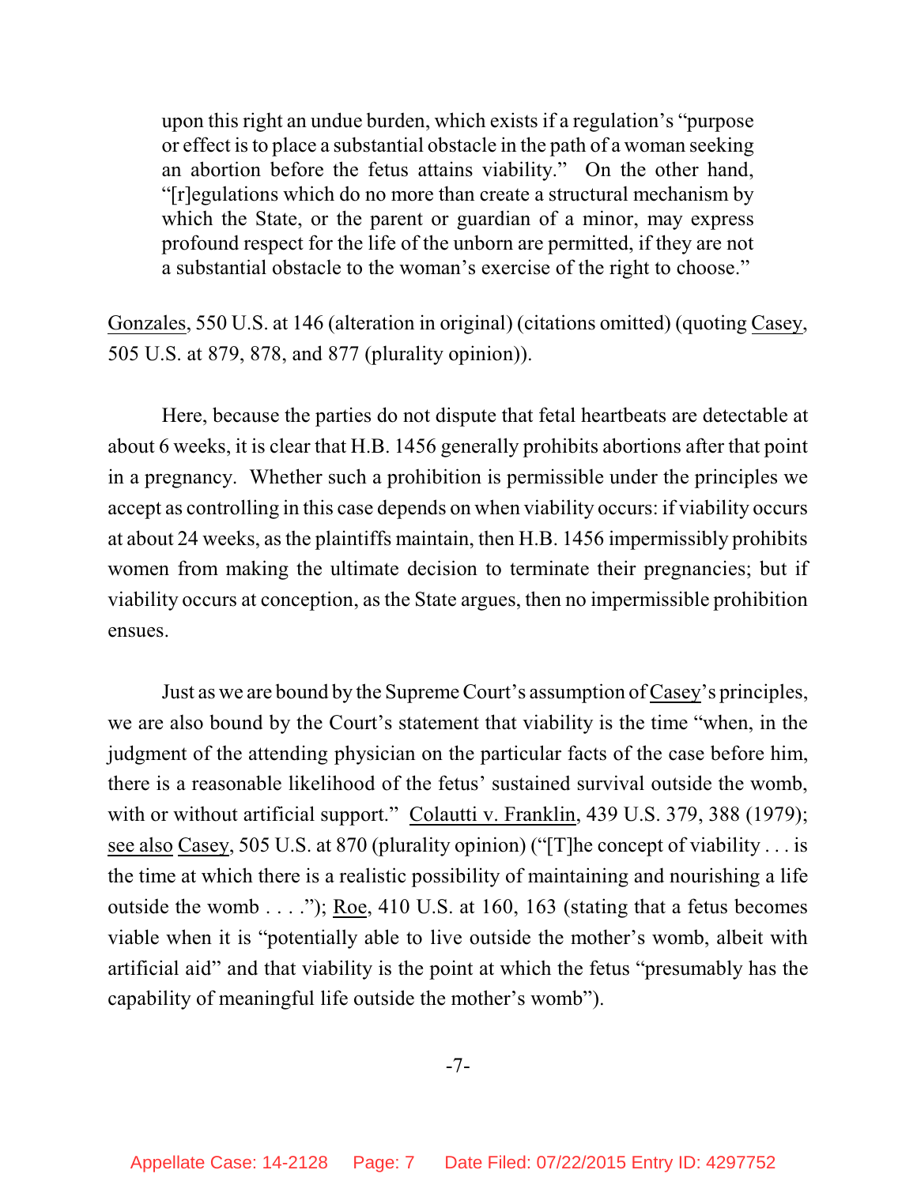> upon this right an undue burden, which exists if a regulation's "purpose or effect is to place a substantial obstacle in the path of a woman seeking an abortion before the fetus attains viability." On the other hand, "[r]egulations which do no more than create a structural mechanism by which the State, or the parent or guardian of a minor, may express profound respect for the life of the unborn are permitted, if they are not a substantial obstacle to the woman's exercise of the right to choose."

Gonzales, 550 U.S. at 146 (alteration in original) (citations omitted) (quoting Casey, 505 U.S. at 879, 878, and 877 (plurality opinion)).

Here, because the parties do not dispute that fetal heartbeats are detectable at about 6 weeks, it is clear that H.B. 1456 generally prohibits abortions after that point in a pregnancy. Whether such a prohibition is permissible under the principles we accept as controlling in this case depends on when viability occurs: if viability occurs at about 24 weeks, as the plaintiffs maintain, then H.B. 1456 impermissibly prohibits women from making the ultimate decision to terminate their pregnancies; but if viability occurs at conception, as the State argues, then no impermissible prohibition ensues.

Just as we are bound by the Supreme Court's assumption of Casey's principles, we are also bound by the Court's statement that viability is the time "when, in the judgment of the attending physician on the particular facts of the case before him, there is a reasonable likelihood of the fetus' sustained survival outside the womb, with or without artificial support." Colautti v. Franklin, 439 U.S. 379, 388 (1979); see also Casey, 505 U.S. at 870 (plurality opinion) ("[T]he concept of viability . . . is the time at which there is a realistic possibility of maintaining and nourishing a life outside the womb . . . ."); Roe, 410 U.S. at 160, 163 (stating that a fetus becomes viable when it is "potentially able to live outside the mother's womb, albeit with artificial aid" and that viability is the point at which the fetus "presumably has the capability of meaningful life outside the mother's womb").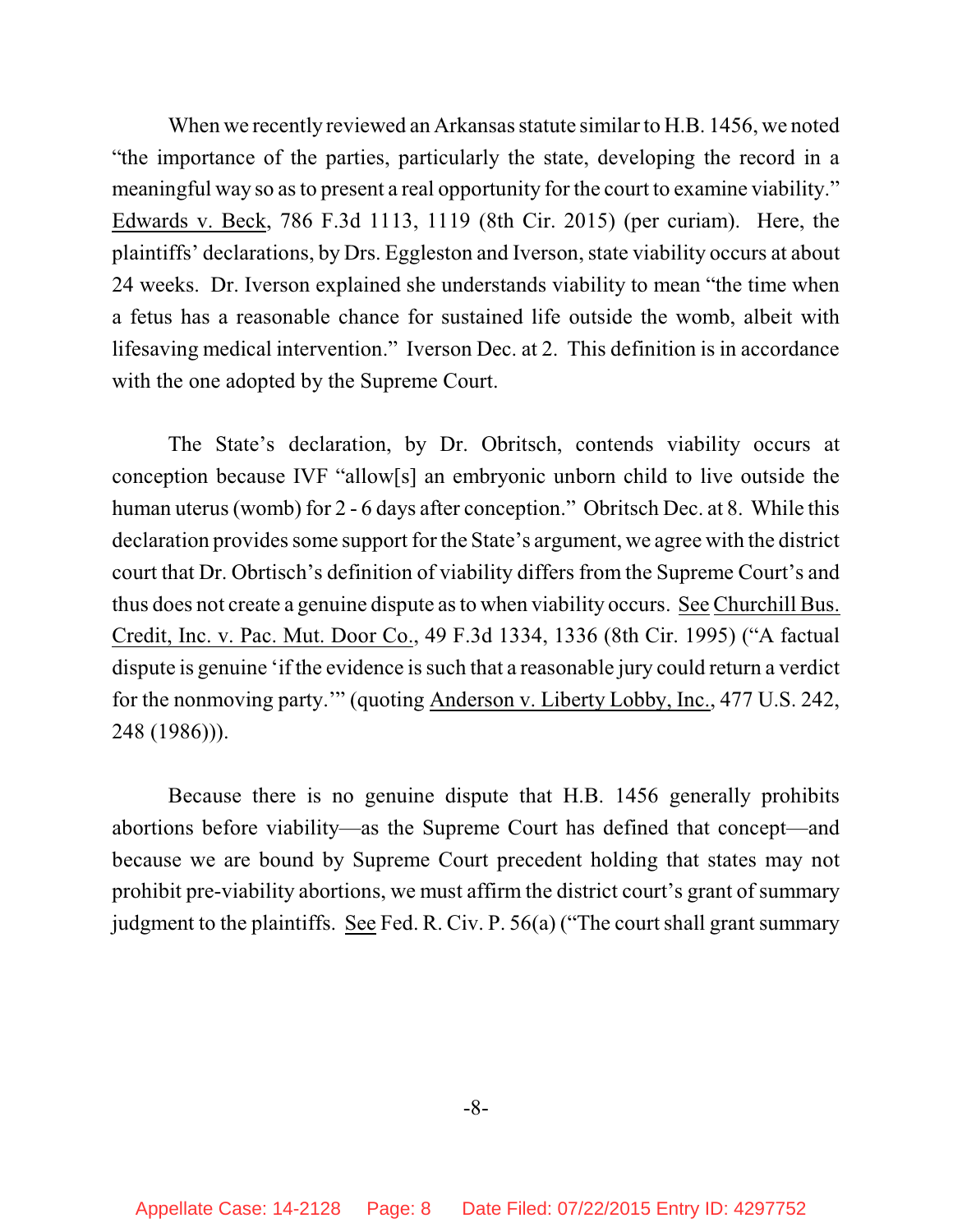When we recently reviewed an Arkansas statute similar to H.B. 1456, we noted "the importance of the parties, particularly the state, developing the record in a meaningful way so as to present a real opportunity for the court to examine viability." Edwards v. Beck, 786 F.3d 1113, 1119 (8th Cir. 2015) (per curiam). Here, the plaintiffs' declarations, by Drs. Eggleston and Iverson, state viability occurs at about 24 weeks. Dr. Iverson explained she understands viability to mean "the time when a fetus has a reasonable chance for sustained life outside the womb, albeit with lifesaving medical intervention." Iverson Dec. at 2. This definition is in accordance with the one adopted by the Supreme Court.

The State's declaration, by Dr. Obritsch, contends viability occurs at conception because IVF "allow[s] an embryonic unborn child to live outside the human uterus (womb) for 2 - 6 days after conception." Obritsch Dec. at 8. While this declaration provides some support for the State's argument, we agree with the district court that Dr. Obrtisch's definition of viability differs from the Supreme Court's and thus does not create a genuine dispute as to when viability occurs. See Churchill Bus. Credit, Inc. v. Pac. Mut. Door Co., 49 F.3d 1334, 1336 (8th Cir. 1995) ("A factual dispute is genuine 'if the evidence is such that a reasonable jury could return a verdict for the nonmoving party.'" (quoting Anderson v. Liberty Lobby, Inc., 477 U.S. 242, 248 (1986))).

Because there is no genuine dispute that H.B. 1456 generally prohibits abortions before viability—as the Supreme Court has defined that concept—and because we are bound by Supreme Court precedent holding that states may not prohibit pre-viability abortions, we must affirm the district court's grant of summary judgment to the plaintiffs. See Fed. R. Civ. P. 56(a) ("The court shall grant summary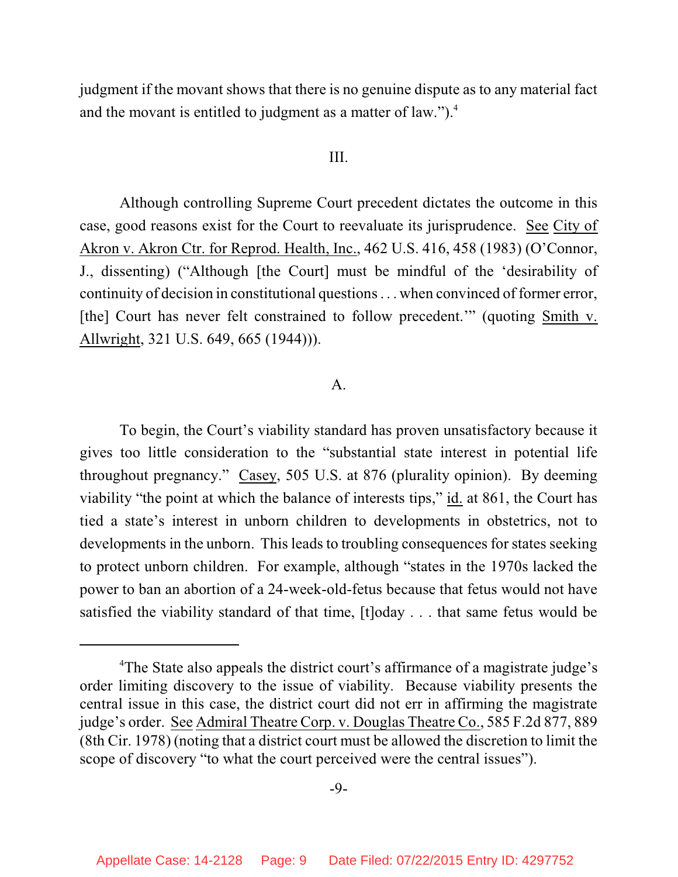judgment if the movant shows that there is no genuine dispute as to any material fact and the movant is entitled to judgment as a matter of law.").[4]

III.

Although controlling Supreme Court precedent dictates the outcome in this case, good reasons exist for the Court to reevaluate its jurisprudence. See City of Akron v. Akron Ctr. for Reprod. Health, Inc., 462 U.S. 416, 458 (1983) (O'Connor, J., dissenting) ("Although [the Court] must be mindful of the 'desirability of continuity of decision in constitutional questions . . . when convinced of former error, [the] Court has never felt constrained to follow precedent.'" (quoting Smith v. Allwright, 321 U.S. 649, 665 (1944))).

A.

To begin, the Court's viability standard has proven unsatisfactory because it gives too little consideration to the "substantial state interest in potential life throughout pregnancy." Casey, 505 U.S. at 876 (plurality opinion). By deeming viability "the point at which the balance of interests tips," id. at 861, the Court has tied a state's interest in unborn children to developments in obstetrics, not to developments in the unborn. This leads to troubling consequences for states seeking to protect unborn children. For example, although "states in the 1970s lacked the power to ban an abortion of a 24-week-old-fetus because that fetus would not have satisfied the viability standard of that time, [t]oday . . . that same fetus would be

[4] The State also appeals the district court's affirmance of a magistrate judge's order limiting discovery to the issue of viability. Because viability presents the central issue in this case, the district court did not err in affirming the magistrate judge's order. See Admiral Theatre Corp. v. Douglas Theatre Co., 585 F.2d 877, 889 (8th Cir. 1978) (noting that a district court must be allowed the discretion to limit the scope of discovery "to what the court perceived were the central issues").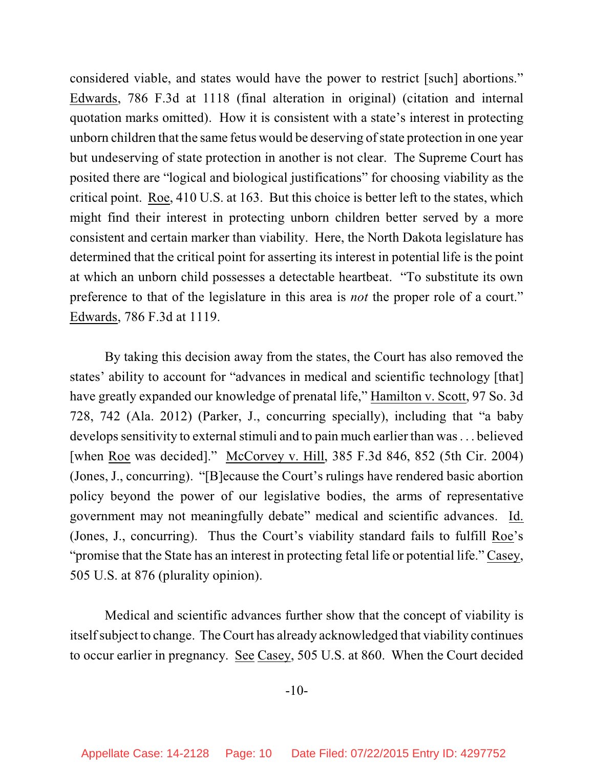considered viable, and states would have the power to restrict [such] abortions." Edwards, 786 F.3d at 1118 (final alteration in original) (citation and internal quotation marks omitted). How it is consistent with a state's interest in protecting unborn children that the same fetus would be deserving of state protection in one year but undeserving of state protection in another is not clear. The Supreme Court has posited there are "logical and biological justifications" for choosing viability as the critical point. Roe, 410 U.S. at 163. But this choice is better left to the states, which might find their interest in protecting unborn children better served by a more consistent and certain marker than viability. Here, the North Dakota legislature has determined that the critical point for asserting its interest in potential life is the point at which an unborn child possesses a detectable heartbeat. "To substitute its own preference to that of the legislature in this area is *not* the proper role of a court." Edwards, 786 F.3d at 1119.

By taking this decision away from the states, the Court has also removed the states' ability to account for "advances in medical and scientific technology [that] have greatly expanded our knowledge of prenatal life," Hamilton v. Scott, 97 So. 3d 728, 742 (Ala. 2012) (Parker, J., concurring specially), including that "a baby develops sensitivity to external stimuli and to pain much earlier than was . . . believed [when Roe was decided]." McCorvey v. Hill, 385 F.3d 846, 852 (5th Cir. 2004) (Jones, J., concurring). "[B]ecause the Court's rulings have rendered basic abortion policy beyond the power of our legislative bodies, the arms of representative government may not meaningfully debate" medical and scientific advances. Id. (Jones, J., concurring). Thus the Court's viability standard fails to fulfill Roe's "promise that the State has an interest in protecting fetal life or potential life." Casey, 505 U.S. at 876 (plurality opinion).

Medical and scientific advances further show that the concept of viability is itself subject to change. The Court has already acknowledged that viability continues to occur earlier in pregnancy. See Casey, 505 U.S. at 860. When the Court decided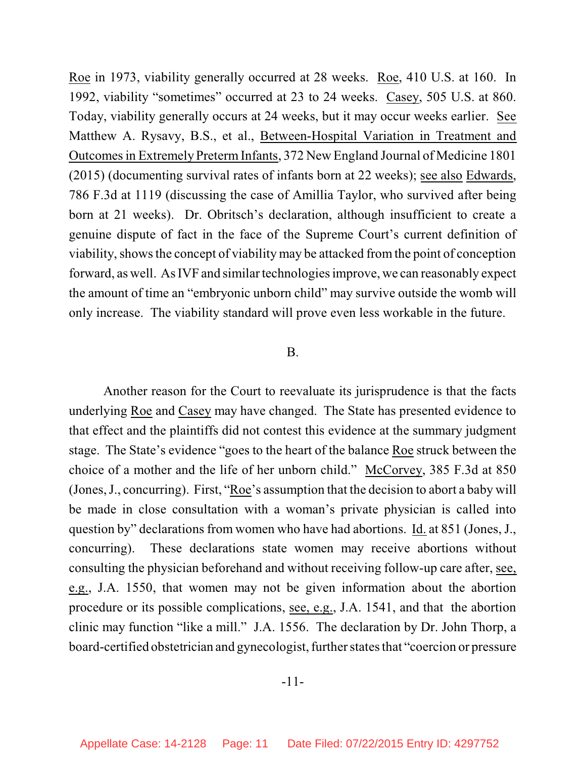Roe in 1973, viability generally occurred at 28 weeks. Roe, 410 U.S. at 160. In 1992, viability "sometimes" occurred at 23 to 24 weeks. Casey, 505 U.S. at 860. Today, viability generally occurs at 24 weeks, but it may occur weeks earlier. See Matthew A. Rysavy, B.S., et al., Between-Hospital Variation in Treatment and Outcomes in Extremely Preterm Infants, 372 New England Journal of Medicine 1801 (2015) (documenting survival rates of infants born at 22 weeks); see also Edwards, 786 F.3d at 1119 (discussing the case of Amillia Taylor, who survived after being born at 21 weeks). Dr. Obritsch's declaration, although insufficient to create a genuine dispute of fact in the face of the Supreme Court's current definition of viability, shows the concept of viability may be attacked from the point of conception forward, as well. As IVF and similar technologies improve, we can reasonably expect the amount of time an "embryonic unborn child" may survive outside the womb will only increase. The viability standard will prove even less workable in the future.

B.

Another reason for the Court to reevaluate its jurisprudence is that the facts underlying Roe and Casey may have changed. The State has presented evidence to that effect and the plaintiffs did not contest this evidence at the summary judgment stage. The State's evidence "goes to the heart of the balance Roe struck between the choice of a mother and the life of her unborn child." McCorvey, 385 F.3d at 850 (Jones, J., concurring). First, "Roe's assumption that the decision to abort a baby will be made in close consultation with a woman's private physician is called into question by" declarations from women who have had abortions. Id. at 851 (Jones, J., concurring). These declarations state women may receive abortions without consulting the physician beforehand and without receiving follow-up care after, see, e.g., J.A. 1550, that women may not be given information about the abortion procedure or its possible complications, see, e.g., J.A. 1541, and that the abortion clinic may function "like a mill." J.A. 1556. The declaration by Dr. John Thorp, a board-certified obstetrician and gynecologist, further states that "coercion or pressure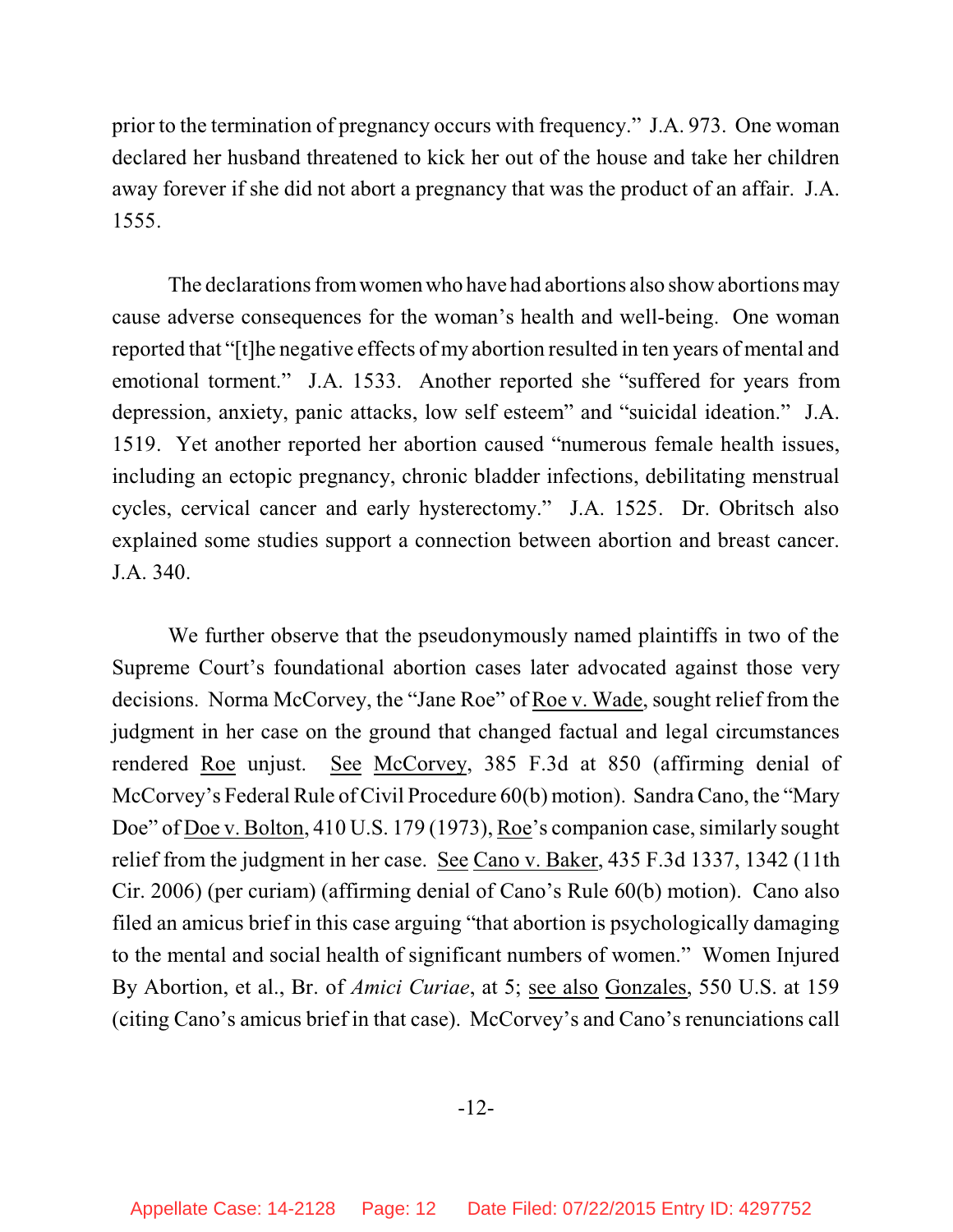prior to the termination of pregnancy occurs with frequency." J.A. 973. One woman declared her husband threatened to kick her out of the house and take her children away forever if she did not abort a pregnancy that was the product of an affair. J.A. 1555.

The declarations from women who have had abortions also show abortions may cause adverse consequences for the woman's health and well-being. One woman reported that "[t]he negative effects of my abortion resulted in ten years of mental and emotional torment." J.A. 1533. Another reported she "suffered for years from depression, anxiety, panic attacks, low self esteem" and "suicidal ideation." J.A. 1519. Yet another reported her abortion caused "numerous female health issues, including an ectopic pregnancy, chronic bladder infections, debilitating menstrual cycles, cervical cancer and early hysterectomy." J.A. 1525. Dr. Obritsch also explained some studies support a connection between abortion and breast cancer. J.A. 340.

We further observe that the pseudonymously named plaintiffs in two of the Supreme Court's foundational abortion cases later advocated against those very decisions. Norma McCorvey, the "Jane Roe" of Roe v. Wade, sought relief from the judgment in her case on the ground that changed factual and legal circumstances rendered Roe unjust. See McCorvey, 385 F.3d at 850 (affirming denial of McCorvey's Federal Rule of Civil Procedure 60(b) motion). Sandra Cano, the "Mary Doe" of Doe v. Bolton, 410 U.S. 179 (1973), Roe's companion case, similarly sought relief from the judgment in her case. See Cano v. Baker, 435 F.3d 1337, 1342 (11th Cir. 2006) (per curiam) (affirming denial of Cano's Rule 60(b) motion). Cano also filed an amicus brief in this case arguing "that abortion is psychologically damaging to the mental and social health of significant numbers of women." Women Injured By Abortion, et al., Br. of *Amici Curiae*, at 5; see also Gonzales, 550 U.S. at 159 (citing Cano's amicus brief in that case). McCorvey's and Cano's renunciations call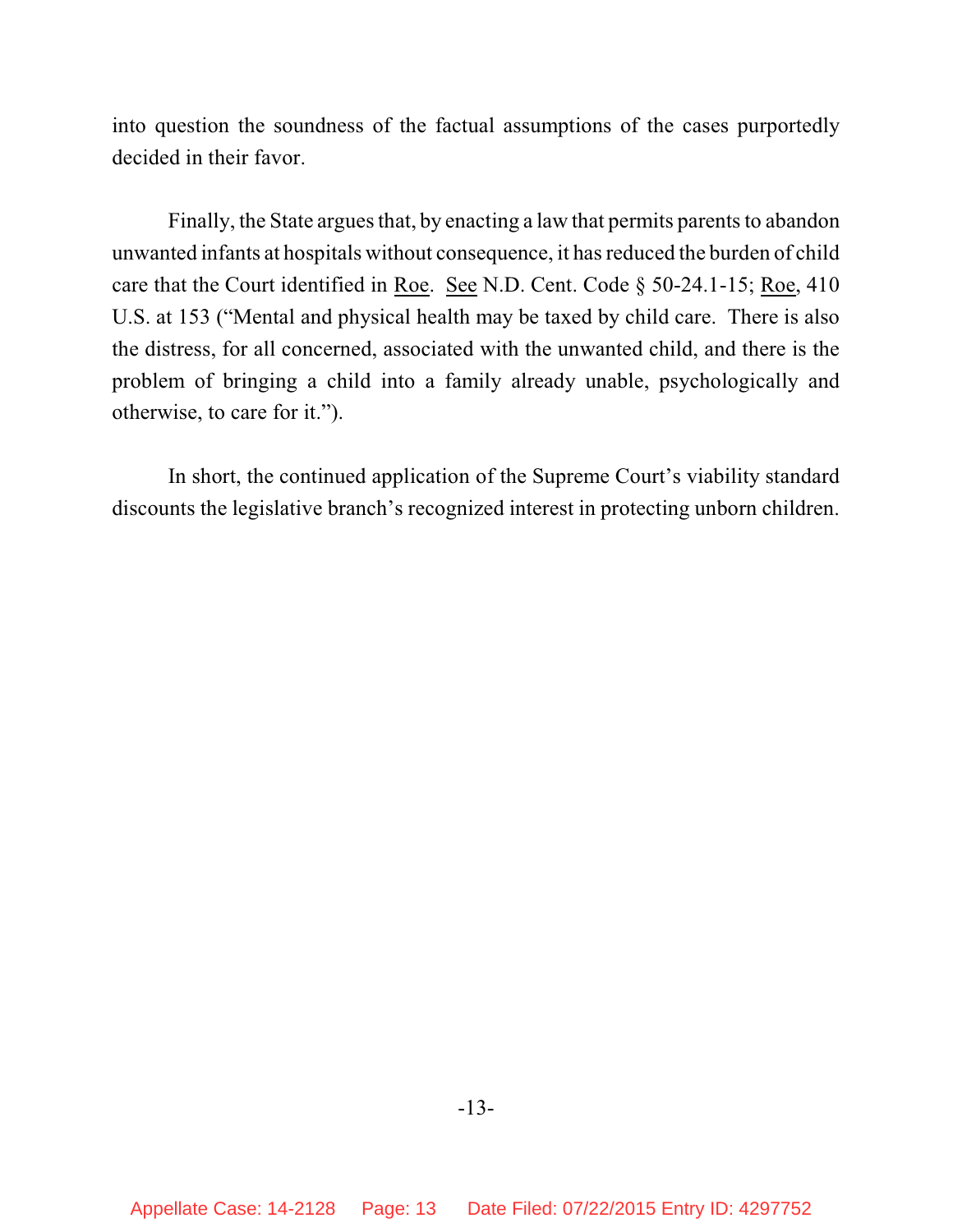into question the soundness of the factual assumptions of the cases purportedly decided in their favor.

Finally, the State argues that, by enacting a law that permits parents to abandon unwanted infants at hospitals without consequence, it has reduced the burden of child care that the Court identified in Roe. See N.D. Cent. Code § 50-24.1-15; Roe, 410 U.S. at 153 ("Mental and physical health may be taxed by child care. There is also the distress, for all concerned, associated with the unwanted child, and there is the problem of bringing a child into a family already unable, psychologically and otherwise, to care for it.").

In short, the continued application of the Supreme Court's viability standard discounts the legislative branch's recognized interest in protecting unborn children.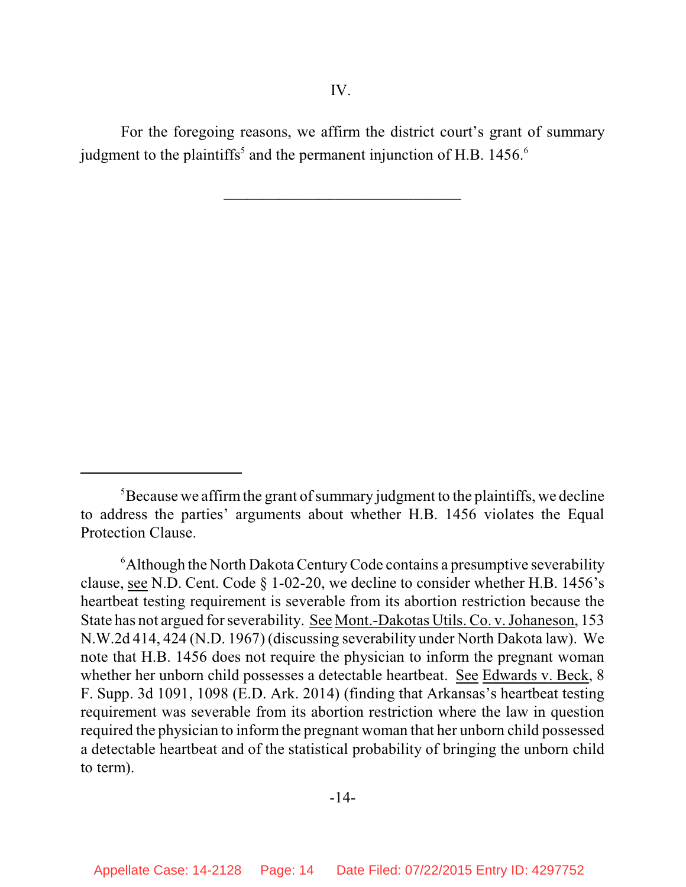IV.

For the foregoing reasons, we affirm the district court's grant of summary judgment to the plaintiffs[5] and the permanent injunction of H.B. 1456.[6]

---

[5]Because we affirm the grant of summary judgment to the plaintiffs, we decline to address the parties' arguments about whether H.B. 1456 violates the Equal Protection Clause.

[6]Although the North Dakota Century Code contains a presumptive severability clause, see N.D. Cent. Code § 1-02-20, we decline to consider whether H.B. 1456's heartbeat testing requirement is severable from its abortion restriction because the State has not argued for severability. See Mont.-Dakotas Utils. Co. v. Johaneson, 153 N.W.2d 414, 424 (N.D. 1967) (discussing severability under North Dakota law). We note that H.B. 1456 does not require the physician to inform the pregnant woman whether her unborn child possesses a detectable heartbeat. See Edwards v. Beck, 8 F. Supp. 3d 1091, 1098 (E.D. Ark. 2014) (finding that Arkansas's heartbeat testing requirement was severable from its abortion restriction where the law in question required the physician to inform the pregnant woman that her unborn child possessed a detectable heartbeat and of the statistical probability of bringing the unborn child to term).